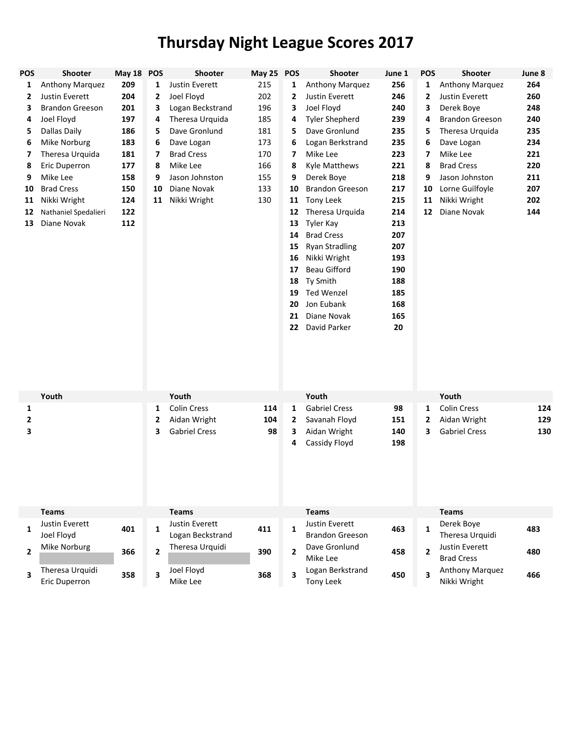# Thursday Night League Scores 2017

| POS | Shooter | May 18 | POS | Shooter | May 25 | POS | Shooter | June 1 | POS | Shooter | June 8 |
|---|---|---|---|---|---|---|---|---|---|---|---|
| 1 | Anthony Marquez | 209 | 1 | Justin Everett | 215 | 1 | Anthony Marquez | 256 | 1 | Anthony Marquez | 264 |
| 2 | Justin Everett | 204 | 2 | Joel Floyd | 202 | 2 | Justin Everett | 246 | 2 | Justin Everett | 260 |
| 3 | Brandon Greeson | 201 | 3 | Logan Beckstrand | 196 | 3 | Joel Floyd | 240 | 3 | Derek Boye | 248 |
| 4 | Joel Floyd | 197 | 4 | Theresa Urquida | 185 | 4 | Tyler Shepherd | 239 | 4 | Brandon Greeson | 240 |
| 5 | Dallas Daily | 186 | 5 | Dave Gronlund | 181 | 5 | Dave Gronlund | 235 | 5 | Theresa Urquida | 235 |
| 6 | Mike Norburg | 183 | 6 | Dave Logan | 173 | 6 | Logan Berkstrand | 235 | 6 | Dave Logan | 234 |
| 7 | Theresa Urquida | 181 | 7 | Brad Cress | 170 | 7 | Mike Lee | 223 | 7 | Mike Lee | 221 |
| 8 | Eric Duperron | 177 | 8 | Mike Lee | 166 | 8 | Kyle Matthews | 221 | 8 | Brad Cress | 220 |
| 9 | Mike Lee | 158 | 9 | Jason Johnston | 155 | 9 | Derek Boye | 218 | 9 | Jason Johnston | 211 |
| 10 | Brad Cress | 150 | 10 | Diane Novak | 133 | 10 | Brandon Greeson | 217 | 10 | Lorne Guilfoyle | 207 |
| 11 | Nikki Wright | 124 | 11 | Nikki Wright | 130 | 11 | Tony Leek | 215 | 11 | Nikki Wright | 202 |
| 12 | Nathaniel Spedalieri | 122 | | | | 12 | Theresa Urquida | 214 | 12 | Diane Novak | 144 |
| 13 | Diane Novak | 112 | | | | 13 | Tyler Kay | 213 | | | |
| | | | | | | 14 | Brad Cress | 207 | | | |
| | | | | | | 15 | Ryan Stradling | 207 | | | |
| | | | | | | 16 | Nikki Wright | 193 | | | |
| | | | | | | 17 | Beau Gifford | 190 | | | |
| | | | | | | 18 | Ty Smith | 188 | | | |
| | | | | | | 19 | Ted Wenzel | 185 | | | |
| | | | | | | 20 | Jon Eubank | 168 | | | |
| | | | | | | 21 | Diane Novak | 165 | | | |
| | | | | | | 22 | David Parker | 20 | | | |

| | Youth | | | Youth | | | Youth | | | Youth | |
|---|---|---|---|---|---|---|---|---|---|---|---|
| 1 | | | 1 | Colin Cress | 114 | 1 | Gabriel Cress | 98 | 1 | Colin Cress | 124 |
| 2 | | | 2 | Aidan Wright | 104 | 2 | Savanah Floyd | 151 | 2 | Aidan Wright | 129 |
| 3 | | | 3 | Gabriel Cress | 98 | 3 | Aidan Wright | 140 | 3 | Gabriel Cress | 130 |
| | | | | | | 4 | Cassidy Floyd | 198 | | | |

| | Teams | | | Teams | | | Teams | | | Teams | |
|---|---|---|---|---|---|---|---|---|---|---|---|
| 1 | Justin Everett<br>Joel Floyd | 401 | 1 | Justin Everett<br>Logan Beckstrand | 411 | 1 | Justin Everett<br>Brandon Greeson | 463 | 1 | Derek Boye<br>Theresa Urquidi | 483 |
| 2 | Mike Norburg | 366 | 2 | Theresa Urquidi | 390 | 2 | Dave Gronlund<br>Mike Lee | 458 | 2 | Justin Everett<br>Brad Cress | 480 |
| 3 | Theresa Urquidi<br>Eric Duperron | 358 | 3 | Joel Floyd<br>Mike Lee | 368 | 3 | Logan Berkstrand<br>Tony Leek | 450 | 3 | Anthony Marquez<br>Nikki Wright | 466 |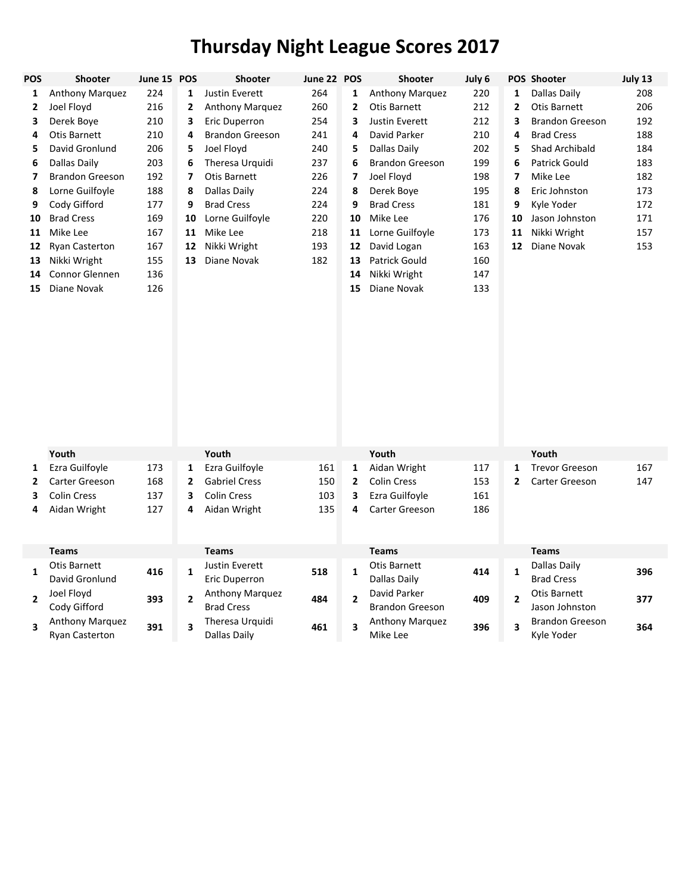# Thursday Night League Scores 2017

| POS | Shooter | June 15 |
|---|---|---|
| 1 | Anthony Marquez | 224 |
| 2 | Joel Floyd | 216 |
| 3 | Derek Boye | 210 |
| 4 | Otis Barnett | 210 |
| 5 | David Gronlund | 206 |
| 6 | Dallas Daily | 203 |
| 7 | Brandon Greeson | 192 |
| 8 | Lorne Guilfoyle | 188 |
| 9 | Cody Gifford | 177 |
| 10 | Brad Cress | 169 |
| 11 | Mike Lee | 167 |
| 12 | Ryan Casterton | 167 |
| 13 | Nikki Wright | 155 |
| 14 | Connor Glennen | 136 |
| 15 | Diane Novak | 126 |

| | Youth | |
|---|---|---|
| 1 | Ezra Guilfoyle | 173 |
| 2 | Carter Greeson | 168 |
| 3 | Colin Cress | 137 |
| 4 | Aidan Wright | 127 |

| | Teams | |
|---|---|---|
| 1 | Otis Barnett<br>David Gronlund | **416** |
| 2 | Joel Floyd<br>Cody Gifford | **393** |
| 3 | Anthony Marquez<br>Ryan Casterton | **391** |

| POS | Shooter | June 22 |
|---|---|---|
| 1 | Justin Everett | 264 |
| 2 | Anthony Marquez | 260 |
| 3 | Eric Duperron | 254 |
| 4 | Brandon Greeson | 241 |
| 5 | Joel Floyd | 240 |
| 6 | Theresa Urquidi | 237 |
| 7 | Otis Barnett | 226 |
| 8 | Dallas Daily | 224 |
| 9 | Brad Cress | 224 |
| 10 | Lorne Guilfoyle | 220 |
| 11 | Mike Lee | 218 |
| 12 | Nikki Wright | 193 |
| 13 | Diane Novak | 182 |

| | Youth | |
|---|---|---|
| 1 | Ezra Guilfoyle | 161 |
| 2 | Gabriel Cress | 150 |
| 3 | Colin Cress | 103 |
| 4 | Aidan Wright | 135 |

| | Teams | |
|---|---|---|
| 1 | Justin Everett<br>Eric Duperron | **518** |
| 2 | Anthony Marquez<br>Brad Cress | **484** |
| 3 | Theresa Urquidi<br>Dallas Daily | **461** |

| POS | Shooter | July 6 |
|---|---|---|
| 1 | Anthony Marquez | 220 |
| 2 | Otis Barnett | 212 |
| 3 | Justin Everett | 212 |
| 4 | David Parker | 210 |
| 5 | Dallas Daily | 202 |
| 6 | Brandon Greeson | 199 |
| 7 | Joel Floyd | 198 |
| 8 | Derek Boye | 195 |
| 9 | Brad Cress | 181 |
| 10 | Mike Lee | 176 |
| 11 | Lorne Guilfoyle | 173 |
| 12 | David Logan | 163 |
| 13 | Patrick Gould | 160 |
| 14 | Nikki Wright | 147 |
| 15 | Diane Novak | 133 |

| | Youth | |
|---|---|---|
| 1 | Aidan Wright | 117 |
| 2 | Colin Cress | 153 |
| 3 | Ezra Guilfoyle | 161 |
| 4 | Carter Greeson | 186 |

| | Teams | |
|---|---|---|
| 1 | Otis Barnett<br>Dallas Daily | **414** |
| 2 | David Parker<br>Brandon Greeson | **409** |
| 3 | Anthony Marquez<br>Mike Lee | **396** |

| POS | Shooter | July 13 |
|---|---|---|
| 1 | Dallas Daily | 208 |
| 2 | Otis Barnett | 206 |
| 3 | Brandon Greeson | 192 |
| 4 | Brad Cress | 188 |
| 5 | Shad Archibald | 184 |
| 6 | Patrick Gould | 183 |
| 7 | Mike Lee | 182 |
| 8 | Eric Johnston | 173 |
| 9 | Kyle Yoder | 172 |
| 10 | Jason Johnston | 171 |
| 11 | Nikki Wright | 157 |
| 12 | Diane Novak | 153 |

| | Youth | |
|---|---|---|
| 1 | Trevor Greeson | 167 |
| 2 | Carter Greeson | 147 |

| | Teams | |
|---|---|---|
| 1 | Dallas Daily<br>Brad Cress | **396** |
| 2 | Otis Barnett<br>Jason Johnston | **377** |
| 3 | Brandon Greeson<br>Kyle Yoder | **364** |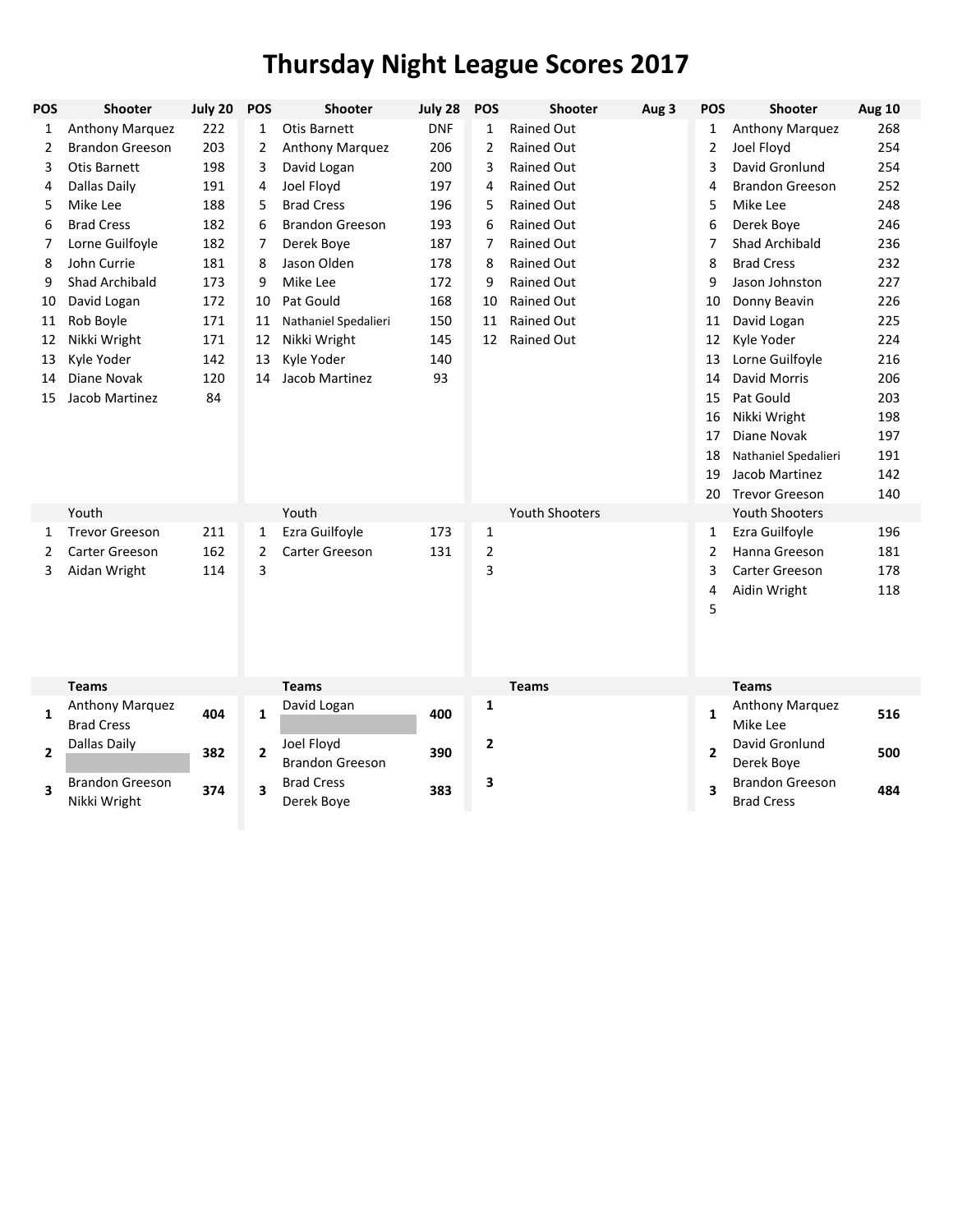# Thursday Night League Scores 2017

| POS | Shooter | July 20 | POS | Shooter | July 28 | POS | Shooter | Aug 3 | POS | Shooter | Aug 10 |
|---|---|---|---|---|---|---|---|---|---|---|---|
| 1 | Anthony Marquez | 222 | 1 | Otis Barnett | DNF | 1 | Rained Out | | 1 | Anthony Marquez | 268 |
| 2 | Brandon Greeson | 203 | 2 | Anthony Marquez | 206 | 2 | Rained Out | | 2 | Joel Floyd | 254 |
| 3 | Otis Barnett | 198 | 3 | David Logan | 200 | 3 | Rained Out | | 3 | David Gronlund | 254 |
| 4 | Dallas Daily | 191 | 4 | Joel Floyd | 197 | 4 | Rained Out | | 4 | Brandon Greeson | 252 |
| 5 | Mike Lee | 188 | 5 | Brad Cress | 196 | 5 | Rained Out | | 5 | Mike Lee | 248 |
| 6 | Brad Cress | 182 | 6 | Brandon Greeson | 193 | 6 | Rained Out | | 6 | Derek Boye | 246 |
| 7 | Lorne Guilfoyle | 182 | 7 | Derek Boye | 187 | 7 | Rained Out | | 7 | Shad Archibald | 236 |
| 8 | John Currie | 181 | 8 | Jason Olden | 178 | 8 | Rained Out | | 8 | Brad Cress | 232 |
| 9 | Shad Archibald | 173 | 9 | Mike Lee | 172 | 9 | Rained Out | | 9 | Jason Johnston | 227 |
| 10 | David Logan | 172 | 10 | Pat Gould | 168 | 10 | Rained Out | | 10 | Donny Beavin | 226 |
| 11 | Rob Boyle | 171 | 11 | Nathaniel Spedalieri | 150 | 11 | Rained Out | | 11 | David Logan | 225 |
| 12 | Nikki Wright | 171 | 12 | Nikki Wright | 145 | 12 | Rained Out | | 12 | Kyle Yoder | 224 |
| 13 | Kyle Yoder | 142 | 13 | Kyle Yoder | 140 | | | | 13 | Lorne Guilfoyle | 216 |
| 14 | Diane Novak | 120 | 14 | Jacob Martinez | 93 | | | | 14 | David Morris | 206 |
| 15 | Jacob Martinez | 84 | | | | | | | 15 | Pat Gould | 203 |
| | | | | | | | | | 16 | Nikki Wright | 198 |
| | | | | | | | | | 17 | Diane Novak | 197 |
| | | | | | | | | | 18 | Nathaniel Spedalieri | 191 |
| | | | | | | | | | 19 | Jacob Martinez | 142 |
| | | | | | | | | | 20 | Trevor Greeson | 140 |
| | Youth | | | Youth | | | Youth Shooters | | | Youth Shooters | |
| 1 | Trevor Greeson | 211 | 1 | Ezra Guilfoyle | 173 | 1 | | | 1 | Ezra Guilfoyle | 196 |
| 2 | Carter Greeson | 162 | 2 | Carter Greeson | 131 | 2 | | | 2 | Hanna Greeson | 181 |
| 3 | Aidan Wright | 114 | 3 | | | 3 | | | 3 | Carter Greeson | 178 |
| | | | | | | | | | 4 | Aidin Wright | 118 |
| | | | | | | | | | 5 | | |
| | **Teams** | | | **Teams** | | | **Teams** | | | **Teams** | |
| **1** | Anthony Marquez<br>Brad Cress | **404** | **1** | David Logan | **400** | **1** | | | **1** | Anthony Marquez<br>Mike Lee | **516** |
| **2** | Dallas Daily | **382** | **2** | Joel Floyd<br>Brandon Greeson | **390** | **2** | | | **2** | David Gronlund<br>Derek Boye | **500** |
| **3** | Brandon Greeson<br>Nikki Wright | **374** | **3** | Brad Cress<br>Derek Boye | **383** | **3** | | | **3** | Brandon Greeson<br>Brad Cress | **484** |